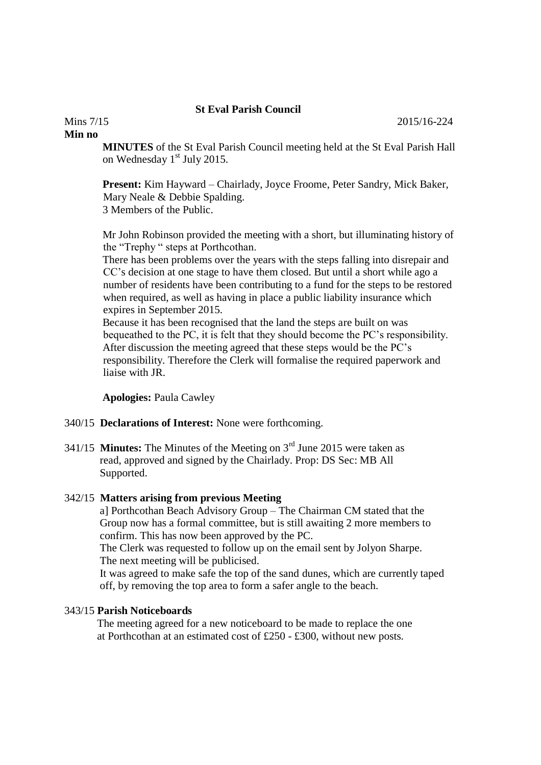**St Eval Parish Council**

Mins 7/15 2015/16-224

**Min no**

**MINUTES** of the St Eval Parish Council meeting held at the St Eval Parish Hall on Wednesday 1st July 2015.

**Present:** Kim Hayward – Chairlady, Joyce Froome, Peter Sandry, Mick Baker, Mary Neale & Debbie Spalding.
3 Members of the Public.

Mr John Robinson provided the meeting with a short, but illuminating history of the "Trephy " steps at Porthcothan.
There has been problems over the years with the steps falling into disrepair and CC's decision at one stage to have them closed. But until a short while ago a number of residents have been contributing to a fund for the steps to be restored when required, as well as having in place a public liability insurance which expires in September 2015.
Because it has been recognised that the land the steps are built on was bequeathed to the PC, it is felt that they should become the PC's responsibility. After discussion the meeting agreed that these steps would be the PC's responsibility. Therefore the Clerk will formalise the required paperwork and liaise with JR.

**Apologies:** Paula Cawley

340/15 **Declarations of Interest:** None were forthcoming.

341/15 **Minutes:** The Minutes of the Meeting on 3rd June 2015 were taken as read, approved and signed by the Chairlady. Prop: DS Sec: MB All Supported.

342/15 **Matters arising from previous Meeting**

a] Porthcothan Beach Advisory Group – The Chairman CM stated that the Group now has a formal committee, but is still awaiting 2 more members to confirm. This has now been approved by the PC.
The Clerk was requested to follow up on the email sent by Jolyon Sharpe.
The next meeting will be publicised.
It was agreed to make safe the top of the sand dunes, which are currently taped off, by removing the top area to form a safer angle to the beach.

343/15 **Parish Noticeboards**

The meeting agreed for a new noticeboard to be made to replace the one at Porthcothan at an estimated cost of £250 - £300, without new posts.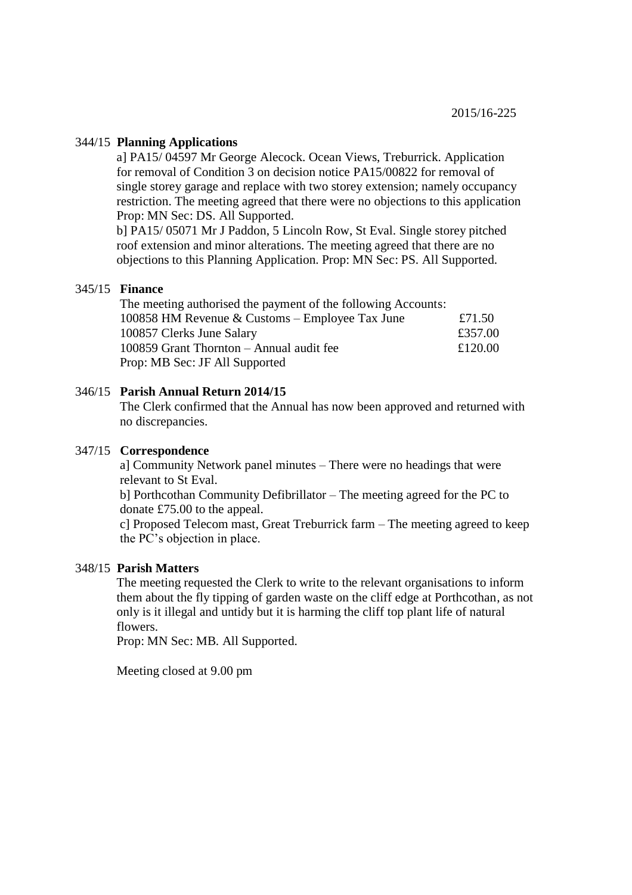**344/15 Planning Applications**

a] PA15/ 04597 Mr George Alecock. Ocean Views, Treburrick. Application for removal of Condition 3 on decision notice PA15/00822 for removal of single storey garage and replace with two storey extension; namely occupancy restriction. The meeting agreed that there were no objections to this application Prop: MN Sec: DS. All Supported.

b] PA15/ 05071 Mr J Paddon, 5 Lincoln Row, St Eval. Single storey pitched roof extension and minor alterations. The meeting agreed that there are no objections to this Planning Application. Prop: MN Sec: PS. All Supported.

**345/15 Finance**

The meeting authorised the payment of the following Accounts:

| | |
|---|---|
| 100858 HM Revenue & Customs – Employee Tax June | £71.50 |
| 100857 Clerks June Salary | £357.00 |
| 100859 Grant Thornton – Annual audit fee | £120.00 |

Prop: MB Sec: JF All Supported

**346/15 Parish Annual Return 2014/15**

The Clerk confirmed that the Annual has now been approved and returned with no discrepancies.

**347/15 Correspondence**

a] Community Network panel minutes – There were no headings that were relevant to St Eval.

b] Porthcothan Community Defibrillator – The meeting agreed for the PC to donate £75.00 to the appeal.

c] Proposed Telecom mast, Great Treburrick farm – The meeting agreed to keep the PC's objection in place.

**348/15 Parish Matters**

The meeting requested the Clerk to write to the relevant organisations to inform them about the fly tipping of garden waste on the cliff edge at Porthcothan, as not only is it illegal and untidy but it is harming the cliff top plant life of natural flowers.

Prop: MN Sec: MB. All Supported.

Meeting closed at 9.00 pm